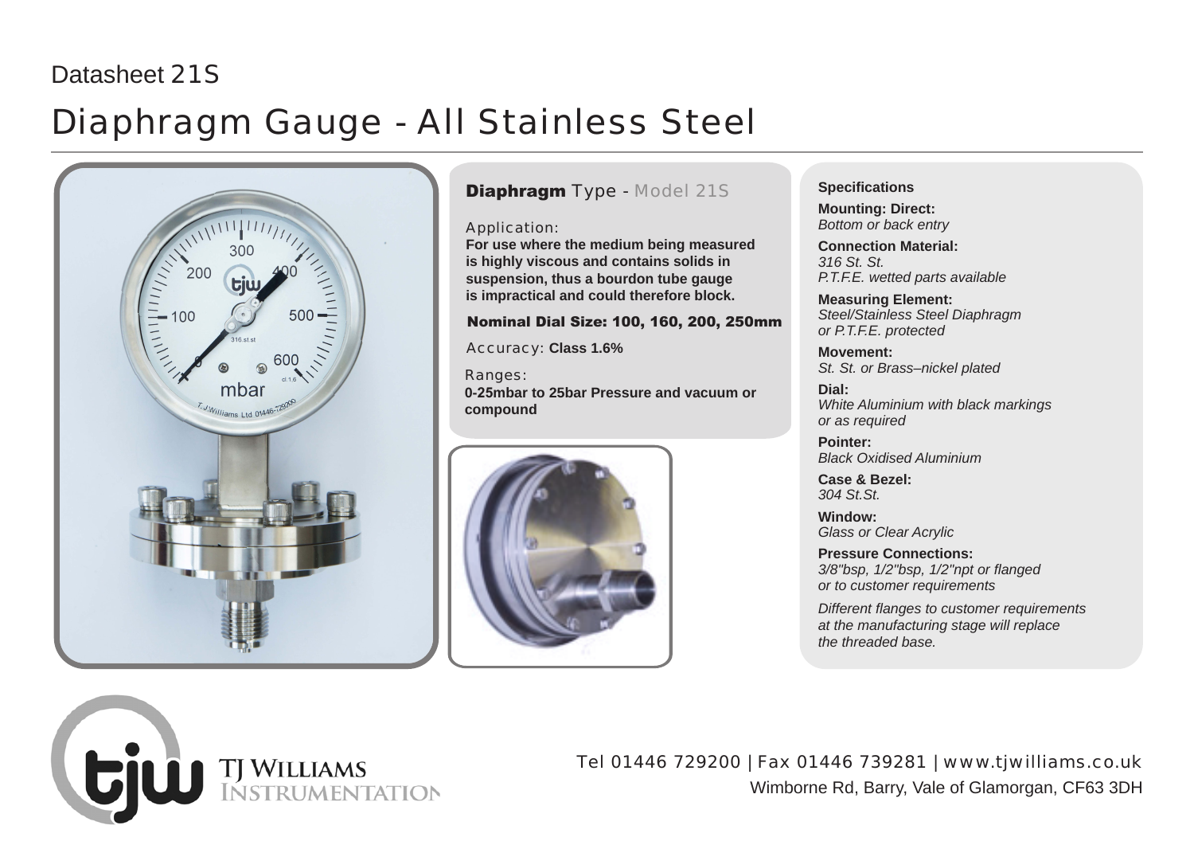Datasheet 21S

# Diaphragm Gauge - All Stainless Steel

## **Diaphragm** Type - Model 21S

Application:
**For use where the medium being measured is highly viscous and contains solids in suspension, thus a bourdon tube gauge is impractical and could therefore block.**

**Nominal Dial Size: 100, 160, 200, 250mm**

Accuracy: **Class 1.6%**

Ranges:
**0-25mbar to 25bar Pressure and vacuum or compound**

### Specifications

**Mounting: Direct:**
*Bottom or back entry*

**Connection Material:**
*316 St. St.*
*P.T.F.E. wetted parts available*

**Measuring Element:**
*Steel/Stainless Steel Diaphragm or P.T.F.E. protected*

**Movement:**
*St. St. or Brass–nickel plated*

**Dial:**
*White Aluminium with black markings or as required*

**Pointer:**
*Black Oxidised Aluminium*

**Case & Bezel:**
*304 St.St.*

**Window:**
*Glass or Clear Acrylic*

**Pressure Connections:**
*3/8"bsp, 1/2"bsp, 1/2"npt or flanged or to customer requirements*

*Different flanges to customer requirements at the manufacturing stage will replace the threaded base.*

TJ Williams Instrumentation

Tel 01446 729200 | Fax 01446 739281 | www.tjwilliams.co.uk
Wimborne Rd, Barry, Vale of Glamorgan, CF63 3DH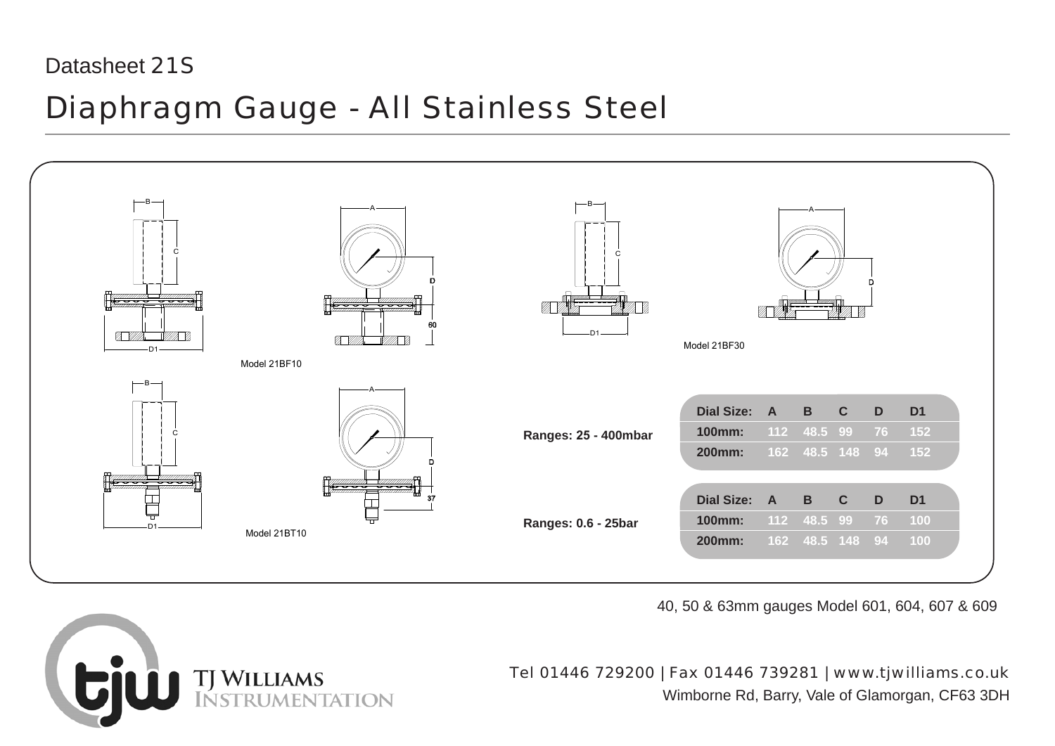Datasheet 21S

# Diaphragm Gauge - All Stainless Steel

Model 21BF10

Model 21BF30

Model 21BT10

**Ranges: 25 - 400mbar**

| Dial Size: | A | B | C | D | D1 |
|---|---|---|---|---|---|
| 100mm: | 112 | 48.5 | 99 | 76 | 152 |
| 200mm: | 162 | 48.5 | 148 | 94 | 152 |

**Ranges: 0.6 - 25bar**

| Dial Size: | A | B | C | D | D1 |
|---|---|---|---|---|---|
| 100mm: | 112 | 48.5 | 99 | 76 | 100 |
| 200mm: | 162 | 48.5 | 148 | 94 | 100 |

40, 50 & 63mm gauges Model 601, 604, 607 & 609

TJ Williams Instrumentation

Tel 01446 729200 | Fax 01446 739281 | www.tjwilliams.co.uk

Wimborne Rd, Barry, Vale of Glamorgan, CF63 3DH